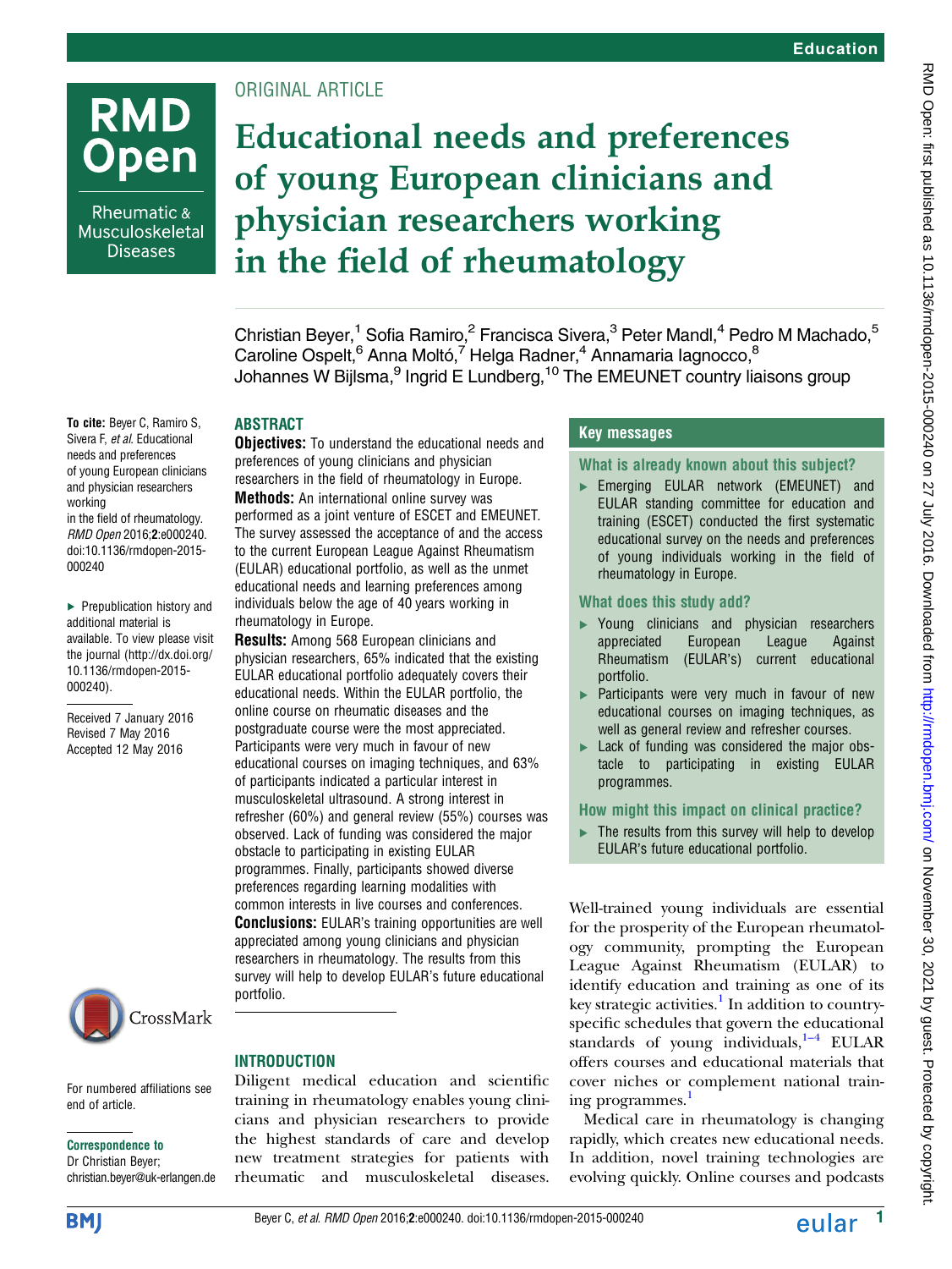ORIGINAL ARTICLE

# Educational needs and preferences of young European clinicians and physician researchers working in the field of rheumatology

Christian Beyer,[1] Sofia Ramiro,[2] Francisca Sivera,[3] Peter Mandl,[4] Pedro M Machado,[5] Caroline Ospelt,[6] Anna Moltó,[7] Helga Radner,[4] Annamaria Iagnocco,[8] Johannes W Bijlsma,[9] Ingrid E Lundberg,[10] The EMEUNET country liaisons group

**To cite:** Beyer C, Ramiro S, Sivera F, *et al*. Educational needs and preferences of young European clinicians and physician researchers working in the field of rheumatology. *RMD Open* 2016;**2**:e000240. doi:10.1136/rmdopen-2015-000240

▸ Prepublication history and additional material is available. To view please visit the journal (http://dx.doi.org/10.1136/rmdopen-2015-000240).

Received 7 January 2016
Revised 7 May 2016
Accepted 12 May 2016

For numbered affiliations see end of article.

**Correspondence to**
Dr Christian Beyer; christian.beyer@uk-erlangen.de

## ABSTRACT

**Objectives:** To understand the educational needs and preferences of young clinicians and physician researchers in the field of rheumatology in Europe.

**Methods:** An international online survey was performed as a joint venture of ESCET and EMEUNET. The survey assessed the acceptance of and the access to the current European League Against Rheumatism (EULAR) educational portfolio, as well as the unmet educational needs and learning preferences among individuals below the age of 40 years working in rheumatology in Europe.

**Results:** Among 568 European clinicians and physician researchers, 65% indicated that the existing EULAR educational portfolio adequately covers their educational needs. Within the EULAR portfolio, the online course on rheumatic diseases and the postgraduate course were the most appreciated. Participants were very much in favour of new educational courses on imaging techniques, and 63% of participants indicated a particular interest in musculoskeletal ultrasound. A strong interest in refresher (60%) and general review (55%) courses was observed. Lack of funding was considered the major obstacle to participating in existing EULAR programmes. Finally, participants showed diverse preferences regarding learning modalities with common interests in live courses and conferences.

**Conclusions:** EULAR's training opportunities are well appreciated among young clinicians and physician researchers in rheumatology. The results from this survey will help to develop EULAR's future educational portfolio.

## Key messages

### What is already known about this subject?

- ▸ Emerging EULAR network (EMEUNET) and EULAR standing committee for education and training (ESCET) conducted the first systematic educational survey on the needs and preferences of young individuals working in the field of rheumatology in Europe.

### What does this study add?

- ▸ Young clinicians and physician researchers appreciated European League Against Rheumatism (EULAR's) current educational portfolio.
- ▸ Participants were very much in favour of new educational courses on imaging techniques, as well as general review and refresher courses.
- ▸ Lack of funding was considered the major obstacle to participating in existing EULAR programmes.

### How might this impact on clinical practice?

- ▸ The results from this survey will help to develop EULAR's future educational portfolio.

## INTRODUCTION

Diligent medical education and scientific training in rheumatology enables young clinicians and physician researchers to provide the highest standards of care and develop new treatment strategies for patients with rheumatic and musculoskeletal diseases. Well-trained young individuals are essential for the prosperity of the European rheumatology community, prompting the European League Against Rheumatism (EULAR) to identify education and training as one of its key strategic activities.[1] In addition to country-specific schedules that govern the educational standards of young individuals,[1–4] EULAR offers courses and educational materials that cover niches or complement national training programmes.[1]

Medical care in rheumatology is changing rapidly, which creates new educational needs. In addition, novel training technologies are evolving quickly. Online courses and podcasts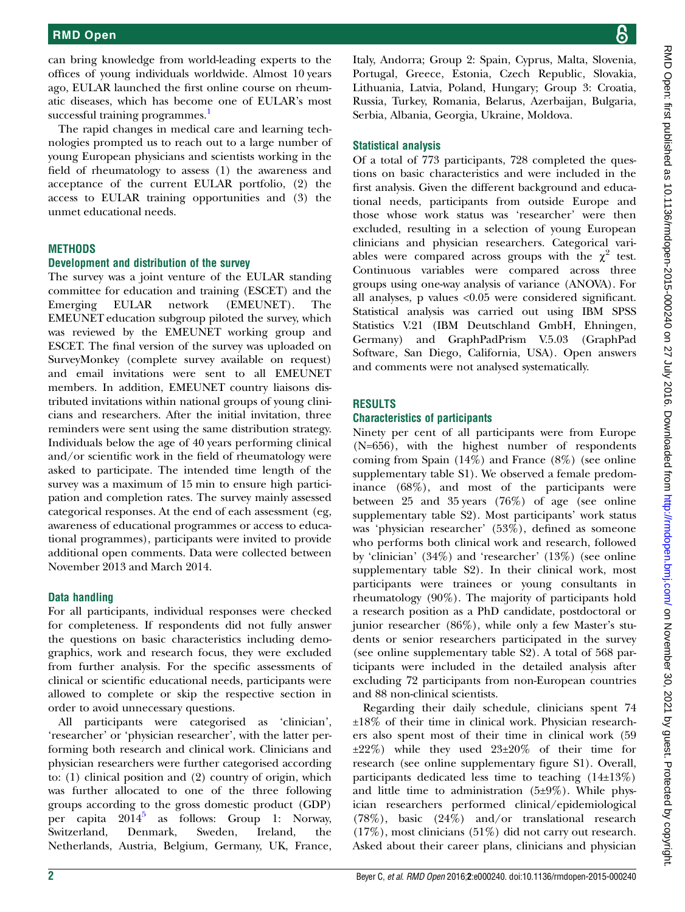can bring knowledge from world-leading experts to the offices of young individuals worldwide. Almost 10 years ago, EULAR launched the first online course on rheumatic diseases, which has become one of EULAR's most successful training programmes.[1]

The rapid changes in medical care and learning technologies prompted us to reach out to a large number of young European physicians and scientists working in the field of rheumatology to assess (1) the awareness and acceptance of the current EULAR portfolio, (2) the access to EULAR training opportunities and (3) the unmet educational needs.

## METHODS

### Development and distribution of the survey

The survey was a joint venture of the EULAR standing committee for education and training (ESCET) and the Emerging EULAR network (EMEUNET). The EMEUNET education subgroup piloted the survey, which was reviewed by the EMEUNET working group and ESCET. The final version of the survey was uploaded on SurveyMonkey (complete survey available on request) and email invitations were sent to all EMEUNET members. In addition, EMEUNET country liaisons distributed invitations within national groups of young clinicians and researchers. After the initial invitation, three reminders were sent using the same distribution strategy. Individuals below the age of 40 years performing clinical and/or scientific work in the field of rheumatology were asked to participate. The intended time length of the survey was a maximum of 15 min to ensure high participation and completion rates. The survey mainly assessed categorical responses. At the end of each assessment (eg, awareness of educational programmes or access to educational programmes), participants were invited to provide additional open comments. Data were collected between November 2013 and March 2014.

### Data handling

For all participants, individual responses were checked for completeness. If respondents did not fully answer the questions on basic characteristics including demographics, work and research focus, they were excluded from further analysis. For the specific assessments of clinical or scientific educational needs, participants were allowed to complete or skip the respective section in order to avoid unnecessary questions.

All participants were categorised as 'clinician', 'researcher' or 'physician researcher', with the latter performing both research and clinical work. Clinicians and physician researchers were further categorised according to: (1) clinical position and (2) country of origin, which was further allocated to one of the three following groups according to the gross domestic product (GDP) per capita 2014[5] as follows: Group 1: Norway, Switzerland, Denmark, Sweden, Ireland, the Netherlands, Austria, Belgium, Germany, UK, France, Italy, Andorra; Group 2: Spain, Cyprus, Malta, Slovenia, Portugal, Greece, Estonia, Czech Republic, Slovakia, Lithuania, Latvia, Poland, Hungary; Group 3: Croatia, Russia, Turkey, Romania, Belarus, Azerbaijan, Bulgaria, Serbia, Albania, Georgia, Ukraine, Moldova.

### Statistical analysis

Of a total of 773 participants, 728 completed the questions on basic characteristics and were included in the first analysis. Given the different background and educational needs, participants from outside Europe and those whose work status was 'researcher' were then excluded, resulting in a selection of young European clinicians and physician researchers. Categorical variables were compared across groups with the $\chi^2$ test. Continuous variables were compared across three groups using one-way analysis of variance (ANOVA). For all analyses, p values <0.05 were considered significant. Statistical analysis was carried out using IBM SPSS Statistics V.21 (IBM Deutschland GmbH, Ehningen, Germany) and GraphPadPrism V.5.03 (GraphPad Software, San Diego, California, USA). Open answers and comments were not analysed systematically.

## RESULTS

### Characteristics of participants

Ninety per cent of all participants were from Europe (N=656), with the highest number of respondents coming from Spain (14%) and France (8%) (see online supplementary table S1). We observed a female predominance (68%), and most of the participants were between 25 and 35 years (76%) of age (see online supplementary table S2). Most participants' work status was 'physician researcher' (53%), defined as someone who performs both clinical work and research, followed by 'clinician' (34%) and 'researcher' (13%) (see online supplementary table S2). In their clinical work, most participants were trainees or young consultants in rheumatology (90%). The majority of participants hold a research position as a PhD candidate, postdoctoral or junior researcher (86%), while only a few Master's students or senior researchers participated in the survey (see online supplementary table S2). A total of 568 participants were included in the detailed analysis after excluding 72 participants from non-European countries and 88 non-clinical scientists.

Regarding their daily schedule, clinicians spent 74 ±18% of their time in clinical work. Physician researchers also spent most of their time in clinical work (59 ±22%) while they used 23±20% of their time for research (see online supplementary figure S1). Overall, participants dedicated less time to teaching (14±13%) and little time to administration (5±9%). While physician researchers performed clinical/epidemiological (78%), basic (24%) and/or translational research (17%), most clinicians (51%) did not carry out research. Asked about their career plans, clinicians and physician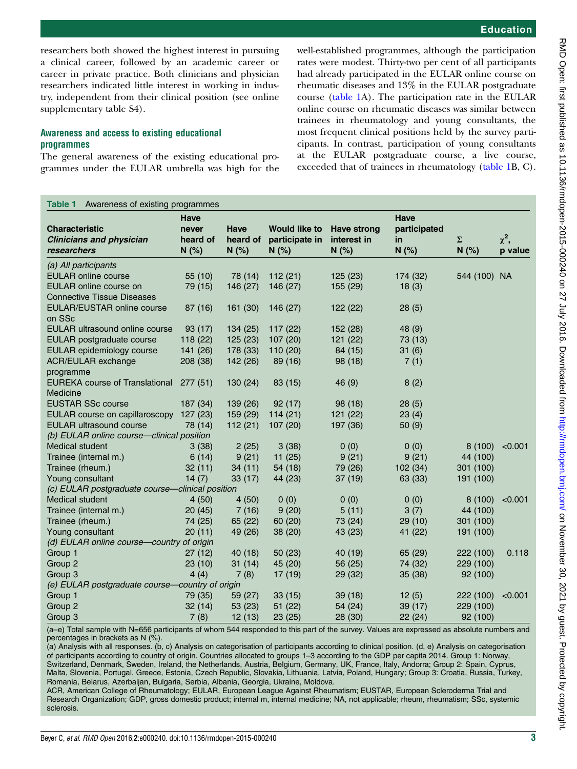researchers both showed the highest interest in pursuing a clinical career, followed by an academic career or career in private practice. Both clinicians and physician researchers indicated little interest in working in industry, independent from their clinical position (see online supplementary table S4).

### Awareness and access to existing educational programmes

The general awareness of the existing educational programmes under the EULAR umbrella was high for the well-established programmes, although the participation rates were modest. Thirty-two per cent of all participants had already participated in the EULAR online course on rheumatic diseases and 13% in the EULAR postgraduate course (table 1A). The participation rate in the EULAR online course on rheumatic diseases was similar between trainees in rheumatology and young consultants, the most frequent clinical positions held by the survey participants. In contrast, participation of young consultants at the EULAR postgraduate course, a live course, exceeded that of trainees in rheumatology (table 1B, C).

**Table 1** Awareness of existing programmes

| Characteristic *Clinicians and physician researchers* | Have never heard of N (%) | Have heard of N (%) | Would like to participate in N (%) | Have strong interest in N (%) | Have participated in N (%) | Σ N (%) | $\chi^2$, p value |
|---|---|---|---|---|---|---|---|
| *(a) All participants* | | | | | | | |
| EULAR online course | 55 (10) | 78 (14) | 112 (21) | 125 (23) | 174 (32) | 544 (100) | NA |
| EULAR online course on Connective Tissue Diseases | 79 (15) | 146 (27) | 146 (27) | 155 (29) | 18 (3) | | |
| EULAR/EUSTAR online course on SSc | 87 (16) | 161 (30) | 146 (27) | 122 (22) | 28 (5) | | |
| EULAR ultrasound online course | 93 (17) | 134 (25) | 117 (22) | 152 (28) | 48 (9) | | |
| EULAR postgraduate course | 118 (22) | 125 (23) | 107 (20) | 121 (22) | 73 (13) | | |
| EULAR epidemiology course | 141 (26) | 178 (33) | 110 (20) | 84 (15) | 31 (6) | | |
| ACR/EULAR exchange programme | 208 (38) | 142 (26) | 89 (16) | 98 (18) | 7 (1) | | |
| EUREKA course of Translational Medicine | 277 (51) | 130 (24) | 83 (15) | 46 (9) | 8 (2) | | |
| EUSTAR SSc course | 187 (34) | 139 (26) | 92 (17) | 98 (18) | 28 (5) | | |
| EULAR course on capillaroscopy | 127 (23) | 159 (29) | 114 (21) | 121 (22) | 23 (4) | | |
| EULAR ultrasound course | 78 (14) | 112 (21) | 107 (20) | 197 (36) | 50 (9) | | |
| *(b) EULAR online course—clinical position* | | | | | | | |
| Medical student | 3 (38) | 2 (25) | 3 (38) | 0 (0) | 0 (0) | 8 (100) | <0.001 |
| Trainee (internal m.) | 6 (14) | 9 (21) | 11 (25) | 9 (21) | 9 (21) | 44 (100) | |
| Trainee (rheum.) | 32 (11) | 34 (11) | 54 (18) | 79 (26) | 102 (34) | 301 (100) | |
| Young consultant | 14 (7) | 33 (17) | 44 (23) | 37 (19) | 63 (33) | 191 (100) | |
| *(c) EULAR postgraduate course—clinical position* | | | | | | | |
| Medical student | 4 (50) | 4 (50) | 0 (0) | 0 (0) | 0 (0) | 8 (100) | <0.001 |
| Trainee (internal m.) | 20 (45) | 7 (16) | 9 (20) | 5 (11) | 3 (7) | 44 (100) | |
| Trainee (rheum.) | 74 (25) | 65 (22) | 60 (20) | 73 (24) | 29 (10) | 301 (100) | |
| Young consultant | 20 (11) | 49 (26) | 38 (20) | 43 (23) | 41 (22) | 191 (100) | |
| *(d) EULAR online course—country of origin* | | | | | | | |
| Group 1 | 27 (12) | 40 (18) | 50 (23) | 40 (19) | 65 (29) | 222 (100) | 0.118 |
| Group 2 | 23 (10) | 31 (14) | 45 (20) | 56 (25) | 74 (32) | 229 (100) | |
| Group 3 | 4 (4) | 7 (8) | 17 (19) | 29 (32) | 35 (38) | 92 (100) | |
| *(e) EULAR postgraduate course—country of origin* | | | | | | | |
| Group 1 | 79 (35) | 59 (27) | 33 (15) | 39 (18) | 12 (5) | 222 (100) | <0.001 |
| Group 2 | 32 (14) | 53 (23) | 51 (22) | 54 (24) | 39 (17) | 229 (100) | |
| Group 3 | 7 (8) | 12 (13) | 23 (25) | 28 (30) | 22 (24) | 92 (100) | |

(a–e) Total sample with N=656 participants of whom 544 responded to this part of the survey. Values are expressed as absolute numbers and percentages in brackets as N (%).
(a) Analysis with all responses. (b, c) Analysis on categorisation of participants according to clinical position. (d, e) Analysis on categorisation of participants according to country of origin. Countries allocated to groups 1–3 according to the GDP per capita 2014. Group 1: Norway, Switzerland, Denmark, Sweden, Ireland, the Netherlands, Austria, Belgium, Germany, UK, France, Italy, Andorra; Group 2: Spain, Cyprus, Malta, Slovenia, Portugal, Greece, Estonia, Czech Republic, Slovakia, Lithuania, Latvia, Poland, Hungary; Group 3: Croatia, Russia, Turkey, Romania, Belarus, Azerbaijan, Bulgaria, Serbia, Albania, Georgia, Ukraine, Moldova.
ACR, American College of Rheumatology; EULAR, European League Against Rheumatism; EUSTAR, European Scleroderma Trial and Research Organization; GDP, gross domestic product; internal m, internal medicine; NA, not applicable; rheum, rheumatism; SSc, systemic sclerosis.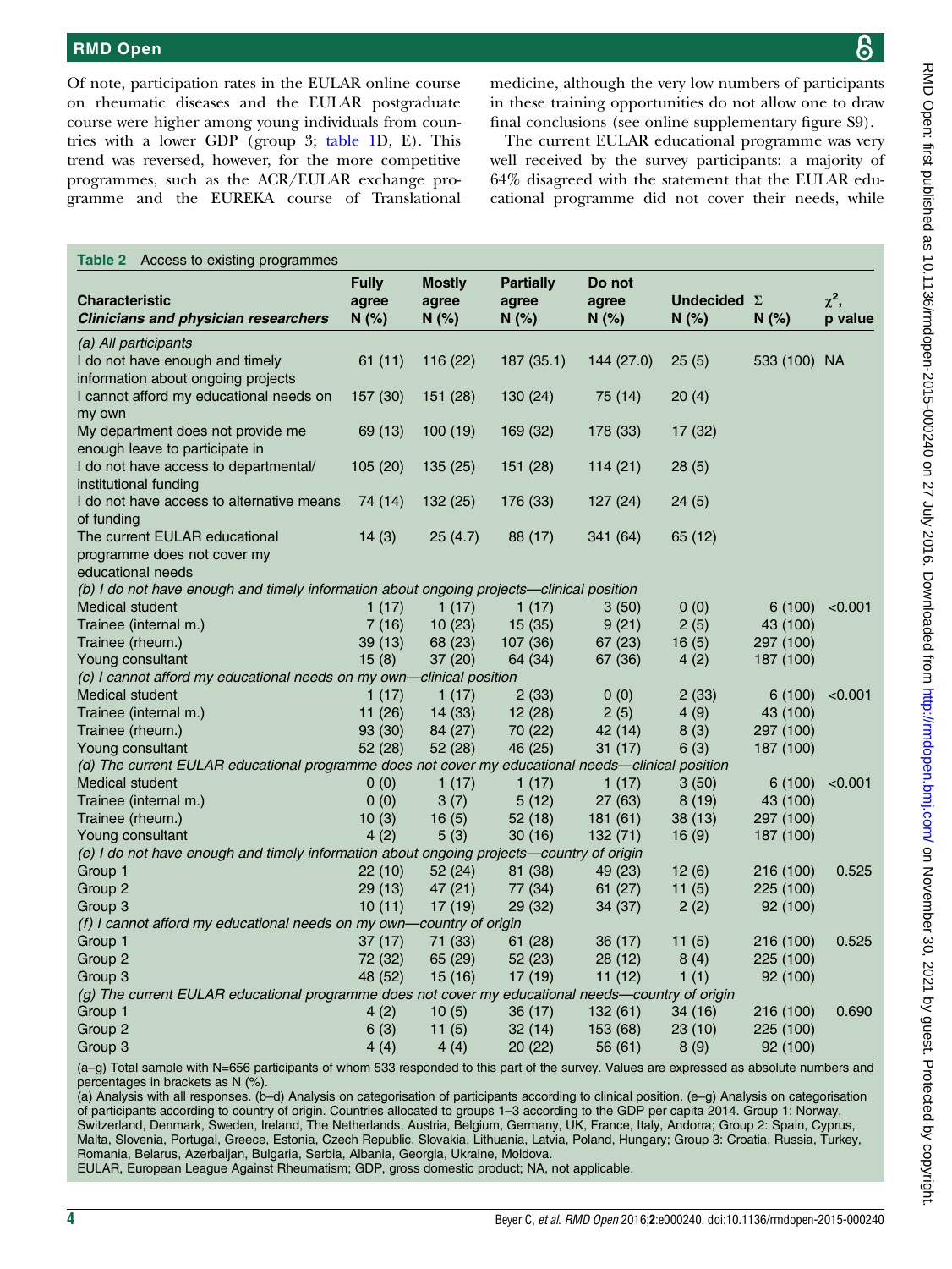Of note, participation rates in the EULAR online course on rheumatic diseases and the EULAR postgraduate course were higher among young individuals from countries with a lower GDP (group 3; table 1D, E). This trend was reversed, however, for the more competitive programmes, such as the ACR/EULAR exchange programme and the EUREKA course of Translational medicine, although the very low numbers of participants in these training opportunities do not allow one to draw final conclusions (see online supplementary figure S9).

The current EULAR educational programme was very well received by the survey participants: a majority of 64% disagreed with the statement that the EULAR educational programme did not cover their needs, while

**Table 2** Access to existing programmes

| Characteristic *Clinicians and physician researchers* | Fully agree N (%) | Mostly agree N (%) | Partially agree N (%) | Do not agree N (%) | Undecided N (%) | Σ N (%) | $\chi^2$, p value |
|---|---|---|---|---|---|---|---|
| *(a) All participants* | | | | | | | |
| I do not have enough and timely information about ongoing projects | 61 (11) | 116 (22) | 187 (35.1) | 144 (27.0) | 25 (5) | 533 (100) | NA |
| I cannot afford my educational needs on my own | 157 (30) | 151 (28) | 130 (24) | 75 (14) | 20 (4) | | |
| My department does not provide me enough leave to participate in | 69 (13) | 100 (19) | 169 (32) | 178 (33) | 17 (32) | | |
| I do not have access to departmental/ institutional funding | 105 (20) | 135 (25) | 151 (28) | 114 (21) | 28 (5) | | |
| I do not have access to alternative means of funding | 74 (14) | 132 (25) | 176 (33) | 127 (24) | 24 (5) | | |
| The current EULAR educational programme does not cover my educational needs | 14 (3) | 25 (4.7) | 88 (17) | 341 (64) | 65 (12) | | |
| *(b) I do not have enough and timely information about ongoing projects—clinical position* | | | | | | | |
| Medical student | 1 (17) | 1 (17) | 1 (17) | 3 (50) | 0 (0) | 6 (100) | <0.001 |
| Trainee (internal m.) | 7 (16) | 10 (23) | 15 (35) | 9 (21) | 2 (5) | 43 (100) | |
| Trainee (rheum.) | 39 (13) | 68 (23) | 107 (36) | 67 (23) | 16 (5) | 297 (100) | |
| Young consultant | 15 (8) | 37 (20) | 64 (34) | 67 (36) | 4 (2) | 187 (100) | |
| *(c) I cannot afford my educational needs on my own—clinical position* | | | | | | | |
| Medical student | 1 (17) | 1 (17) | 2 (33) | 0 (0) | 2 (33) | 6 (100) | <0.001 |
| Trainee (internal m.) | 11 (26) | 14 (33) | 12 (28) | 2 (5) | 4 (9) | 43 (100) | |
| Trainee (rheum.) | 93 (30) | 84 (27) | 70 (22) | 42 (14) | 8 (3) | 297 (100) | |
| Young consultant | 52 (28) | 52 (28) | 46 (25) | 31 (17) | 6 (3) | 187 (100) | |
| *(d) The current EULAR educational programme does not cover my educational needs—clinical position* | | | | | | | |
| Medical student | 0 (0) | 1 (17) | 1 (17) | 1 (17) | 3 (50) | 6 (100) | <0.001 |
| Trainee (internal m.) | 0 (0) | 3 (7) | 5 (12) | 27 (63) | 8 (19) | 43 (100) | |
| Trainee (rheum.) | 10 (3) | 16 (5) | 52 (18) | 181 (61) | 38 (13) | 297 (100) | |
| Young consultant | 4 (2) | 5 (3) | 30 (16) | 132 (71) | 16 (9) | 187 (100) | |
| *(e) I do not have enough and timely information about ongoing projects—country of origin* | | | | | | | |
| Group 1 | 22 (10) | 52 (24) | 81 (38) | 49 (23) | 12 (6) | 216 (100) | 0.525 |
| Group 2 | 29 (13) | 47 (21) | 77 (34) | 61 (27) | 11 (5) | 225 (100) | |
| Group 3 | 10 (11) | 17 (19) | 29 (32) | 34 (37) | 2 (2) | 92 (100) | |
| *(f) I cannot afford my educational needs on my own—country of origin* | | | | | | | |
| Group 1 | 37 (17) | 71 (33) | 61 (28) | 36 (17) | 11 (5) | 216 (100) | 0.525 |
| Group 2 | 72 (32) | 65 (29) | 52 (23) | 28 (12) | 8 (4) | 225 (100) | |
| Group 3 | 48 (52) | 15 (16) | 17 (19) | 11 (12) | 1 (1) | 92 (100) | |
| *(g) The current EULAR educational programme does not cover my educational needs—country of origin* | | | | | | | |
| Group 1 | 4 (2) | 10 (5) | 36 (17) | 132 (61) | 34 (16) | 216 (100) | 0.690 |
| Group 2 | 6 (3) | 11 (5) | 32 (14) | 153 (68) | 23 (10) | 225 (100) | |
| Group 3 | 4 (4) | 4 (4) | 20 (22) | 56 (61) | 8 (9) | 92 (100) | |

(a–g) Total sample with N=656 participants of whom 533 responded to this part of the survey. Values are expressed as absolute numbers and percentages in brackets as N (%).
(a) Analysis with all responses. (b–d) Analysis on categorisation of participants according to clinical position. (e–g) Analysis on categorisation of participants according to country of origin. Countries allocated to groups 1–3 according to the GDP per capita 2014. Group 1: Norway, Switzerland, Denmark, Sweden, Ireland, The Netherlands, Austria, Belgium, Germany, UK, France, Italy, Andorra; Group 2: Spain, Cyprus, Malta, Slovenia, Portugal, Greece, Estonia, Czech Republic, Slovakia, Lithuania, Latvia, Poland, Hungary; Group 3: Croatia, Russia, Turkey, Romania, Belarus, Azerbaijan, Bulgaria, Serbia, Albania, Georgia, Ukraine, Moldova.
EULAR, European League Against Rheumatism; GDP, gross domestic product; NA, not applicable.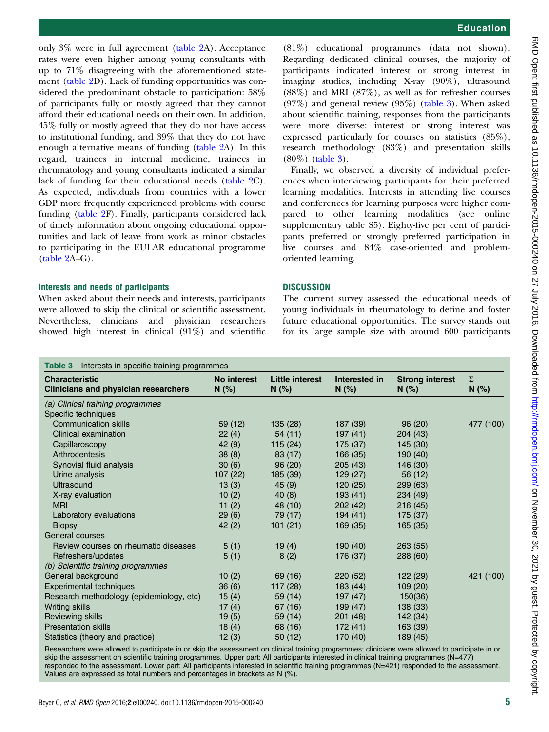only 3% were in full agreement (table 2A). Acceptance rates were even higher among young consultants with up to 71% disagreeing with the aforementioned statement (table 2D). Lack of funding opportunities was considered the predominant obstacle to participation: 58% of participants fully or mostly agreed that they cannot afford their educational needs on their own. In addition, 45% fully or mostly agreed that they do not have access to institutional funding, and 39% that they do not have enough alternative means of funding (table 2A). In this regard, trainees in internal medicine, trainees in rheumatology and young consultants indicated a similar lack of funding for their educational needs (table 2C). As expected, individuals from countries with a lower GDP more frequently experienced problems with course funding (table 2F). Finally, participants considered lack of timely information about ongoing educational opportunities and lack of leave from work as minor obstacles to participating in the EULAR educational programme (table 2A–G).

### Interests and needs of participants

When asked about their needs and interests, participants were allowed to skip the clinical or scientific assessment. Nevertheless, clinicians and physician researchers showed high interest in clinical (91%) and scientific (81%) educational programmes (data not shown). Regarding dedicated clinical courses, the majority of participants indicated interest or strong interest in imaging studies, including X-ray (90%), ultrasound (88%) and MRI (87%), as well as for refresher courses (97%) and general review (95%) (table 3). When asked about scientific training, responses from the participants were more diverse: interest or strong interest was expressed particularly for courses on statistics (85%), research methodology (83%) and presentation skills (80%) (table 3).

Finally, we observed a diversity of individual preferences when interviewing participants for their preferred learning modalities. Interests in attending live courses and conferences for learning purposes were higher compared to other learning modalities (see online supplementary table S5). Eighty-five per cent of participants preferred or strongly preferred participation in live courses and 84% case-oriented and problem-oriented learning.

## DISCUSSION

The current survey assessed the educational needs of young individuals in rheumatology to define and foster future educational opportunities. The survey stands out for its large sample size with around 600 participants

**Table 3** Interests in specific training programmes

| Characteristic<br>Clinicians and physician researchers | No interest<br>N (%) | Little interest<br>N (%) | Interested in<br>N (%) | Strong interest<br>N (%) | Σ<br>N (%) |
|---|---|---|---|---|---|
| *(a) Clinical training programmes* | | | | | |
| Specific techniques | | | | | |
| Communication skills | 59 (12) | 135 (28) | 187 (39) | 96 (20) | 477 (100) |
| Clinical examination | 22 (4) | 54 (11) | 197 (41) | 204 (43) | |
| Capillaroscopy | 42 (9) | 115 (24) | 175 (37) | 145 (30) | |
| Arthrocentesis | 38 (8) | 83 (17) | 166 (35) | 190 (40) | |
| Synovial fluid analysis | 30 (6) | 96 (20) | 205 (43) | 146 (30) | |
| Urine analysis | 107 (22) | 185 (39) | 129 (27) | 56 (12) | |
| Ultrasound | 13 (3) | 45 (9) | 120 (25) | 299 (63) | |
| X-ray evaluation | 10 (2) | 40 (8) | 193 (41) | 234 (49) | |
| MRI | 11 (2) | 48 (10) | 202 (42) | 216 (45) | |
| Laboratory evaluations | 29 (6) | 79 (17) | 194 (41) | 175 (37) | |
| Biopsy | 42 (2) | 101 (21) | 169 (35) | 165 (35) | |
| General courses | | | | | |
| Review courses on rheumatic diseases | 5 (1) | 19 (4) | 190 (40) | 263 (55) | |
| Refreshers/updates | 5 (1) | 8 (2) | 176 (37) | 288 (60) | |
| *(b) Scientific training programmes* | | | | | |
| General background | 10 (2) | 69 (16) | 220 (52) | 122 (29) | 421 (100) |
| Experimental techniques | 36 (6) | 117 (28) | 183 (44) | 109 (20) | |
| Research methodology (epidemiology, etc) | 15 (4) | 59 (14) | 197 (47) | 150(36) | |
| Writing skills | 17 (4) | 67 (16) | 199 (47) | 138 (33) | |
| Reviewing skills | 19 (5) | 59 (14) | 201 (48) | 142 (34) | |
| Presentation skills | 18 (4) | 68 (16) | 172 (41) | 163 (39) | |
| Statistics (theory and practice) | 12 (3) | 50 (12) | 170 (40) | 189 (45) | |

Researchers were allowed to participate in or skip the assessment on clinical training programmes; clinicians were allowed to participate in or skip the assessment on scientific training programmes. Upper part: All participants interested in clinical training programmes (N=477) responded to the assessment. Lower part: All participants interested in scientific training programmes (N=421) responded to the assessment. Values are expressed as total numbers and percentages in brackets as N (%).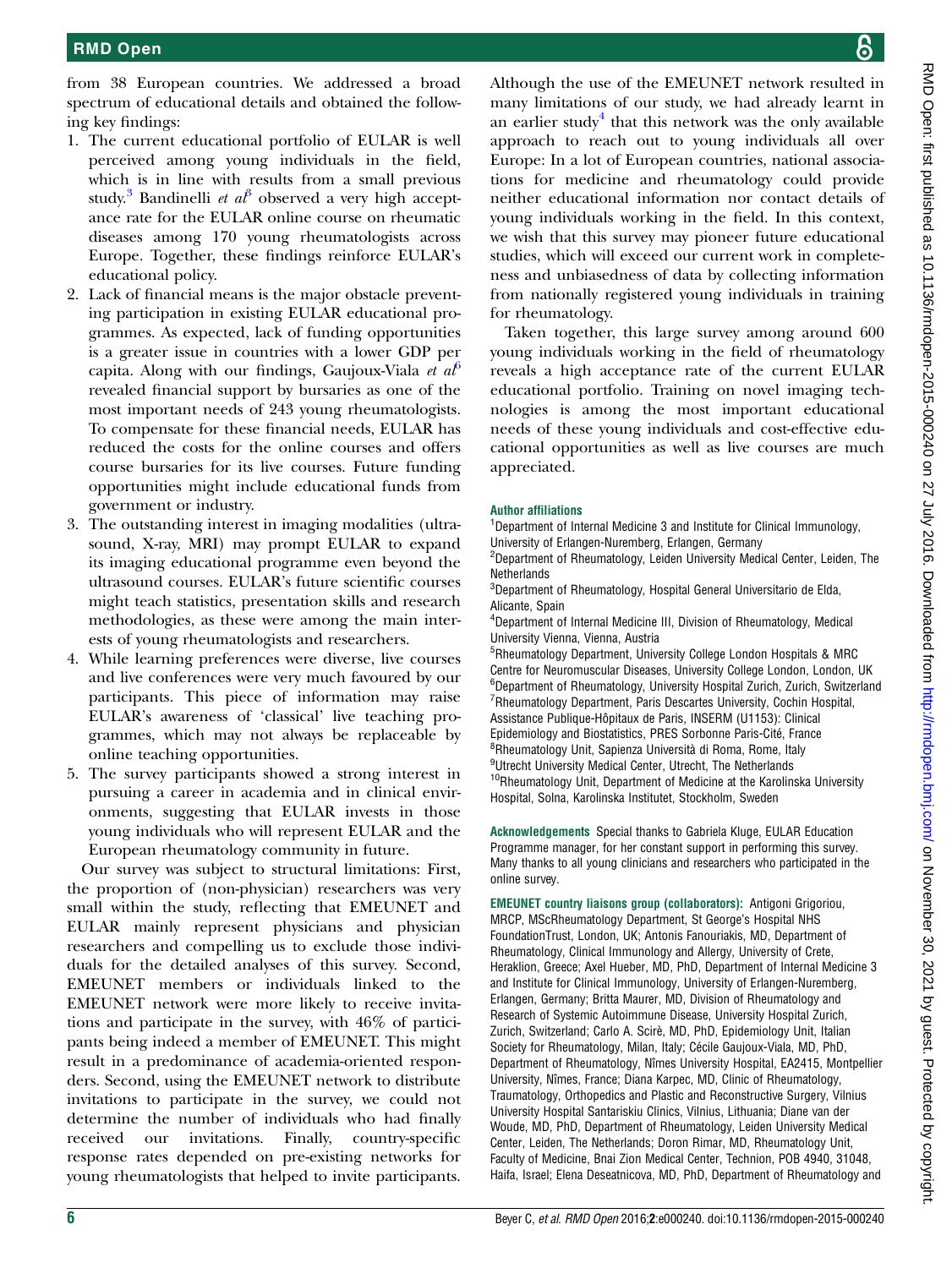from 38 European countries. We addressed a broad spectrum of educational details and obtained the following key findings:

1. The current educational portfolio of EULAR is well perceived among young individuals in the field, which is in line with results from a small previous study.[3] Bandinelli *et al*[3] observed a very high acceptance rate for the EULAR online course on rheumatic diseases among 170 young rheumatologists across Europe. Together, these findings reinforce EULAR's educational policy.
2. Lack of financial means is the major obstacle preventing participation in existing EULAR educational programmes. As expected, lack of funding opportunities is a greater issue in countries with a lower GDP per capita. Along with our findings, Gaujoux-Viala *et al*[6] revealed financial support by bursaries as one of the most important needs of 243 young rheumatologists. To compensate for these financial needs, EULAR has reduced the costs for the online courses and offers course bursaries for its live courses. Future funding opportunities might include educational funds from government or industry.
3. The outstanding interest in imaging modalities (ultrasound, X-ray, MRI) may prompt EULAR to expand its imaging educational programme even beyond the ultrasound courses. EULAR's future scientific courses might teach statistics, presentation skills and research methodologies, as these were among the main interests of young rheumatologists and researchers.
4. While learning preferences were diverse, live courses and live conferences were very much favoured by our participants. This piece of information may raise EULAR's awareness of 'classical' live teaching programmes, which may not always be replaceable by online teaching opportunities.
5. The survey participants showed a strong interest in pursuing a career in academia and in clinical environments, suggesting that EULAR invests in those young individuals who will represent EULAR and the European rheumatology community in future.

Our survey was subject to structural limitations: First, the proportion of (non-physician) researchers was very small within the study, reflecting that EMEUNET and EULAR mainly represent physicians and physician researchers and compelling us to exclude those individuals for the detailed analyses of this survey. Second, EMEUNET members or individuals linked to the EMEUNET network were more likely to receive invitations and participate in the survey, with 46% of participants being indeed a member of EMEUNET. This might result in a predominance of academia-oriented responders. Second, using the EMEUNET network to distribute invitations to participate in the survey, we could not determine the number of individuals who had finally received our invitations. Finally, country-specific response rates depended on pre-existing networks for young rheumatologists that helped to invite participants. Although the use of the EMEUNET network resulted in many limitations of our study, we had already learnt in an earlier study[4] that this network was the only available approach to reach out to young individuals all over Europe: In a lot of European countries, national associations for medicine and rheumatology could provide neither educational information nor contact details of young individuals working in the field. In this context, we wish that this survey may pioneer future educational studies, which will exceed our current work in completeness and unbiasedness of data by collecting information from nationally registered young individuals in training for rheumatology.

Taken together, this large survey among around 600 young individuals working in the field of rheumatology reveals a high acceptance rate of the current EULAR educational portfolio. Training on novel imaging technologies is among the most important educational needs of these young individuals and cost-effective educational opportunities as well as live courses are much appreciated.

**Author affiliations**
[1]Department of Internal Medicine 3 and Institute for Clinical Immunology, University of Erlangen-Nuremberg, Erlangen, Germany
[2]Department of Rheumatology, Leiden University Medical Center, Leiden, The Netherlands
[3]Department of Rheumatology, Hospital General Universitario de Elda, Alicante, Spain
[4]Department of Internal Medicine III, Division of Rheumatology, Medical University Vienna, Vienna, Austria
[5]Rheumatology Department, University College London Hospitals & MRC Centre for Neuromuscular Diseases, University College London, London, UK
[6]Department of Rheumatology, University Hospital Zurich, Zurich, Switzerland
[7]Rheumatology Department, Paris Descartes University, Cochin Hospital, Assistance Publique-Hôpitaux de Paris, INSERM (U1153): Clinical Epidemiology and Biostatistics, PRES Sorbonne Paris-Cité, France
[8]Rheumatology Unit, Sapienza Università di Roma, Rome, Italy
[9]Utrecht University Medical Center, Utrecht, The Netherlands
[10]Rheumatology Unit, Department of Medicine at the Karolinska University Hospital, Solna, Karolinska Institutet, Stockholm, Sweden

**Acknowledgements** Special thanks to Gabriela Kluge, EULAR Education Programme manager, for her constant support in performing this survey. Many thanks to all young clinicians and researchers who participated in the online survey.

**EMEUNET country liaisons group (collaborators):** Antigoni Grigoriou, MRCP, MScRheumatology Department, St George's Hospital NHS FoundationTrust, London, UK; Antonis Fanouriakis, MD, Department of Rheumatology, Clinical Immunology and Allergy, University of Crete, Heraklion, Greece; Axel Hueber, MD, PhD, Department of Internal Medicine 3 and Institute for Clinical Immunology, University of Erlangen-Nuremberg, Erlangen, Germany; Britta Maurer, MD, Division of Rheumatology and Research of Systemic Autoimmune Disease, University Hospital Zurich, Zurich, Switzerland; Carlo A. Scirè, MD, PhD, Epidemiology Unit, Italian Society for Rheumatology, Milan, Italy; Cécile Gaujoux-Viala, MD, PhD, Department of Rheumatology, Nîmes University Hospital, EA2415, Montpellier University, Nîmes, France; Diana Karpec, MD, Clinic of Rheumatology, Traumatology, Orthopedics and Plastic and Reconstructive Surgery, Vilnius University Hospital Santariskiu Clinics, Vilnius, Lithuania; Diane van der Woude, MD, PhD, Department of Rheumatology, Leiden University Medical Center, Leiden, The Netherlands; Doron Rimar, MD, Rheumatology Unit, Faculty of Medicine, Bnai Zion Medical Center, Technion, POB 4940, 31048, Haifa, Israel; Elena Deseatnicova, MD, PhD, Department of Rheumatology and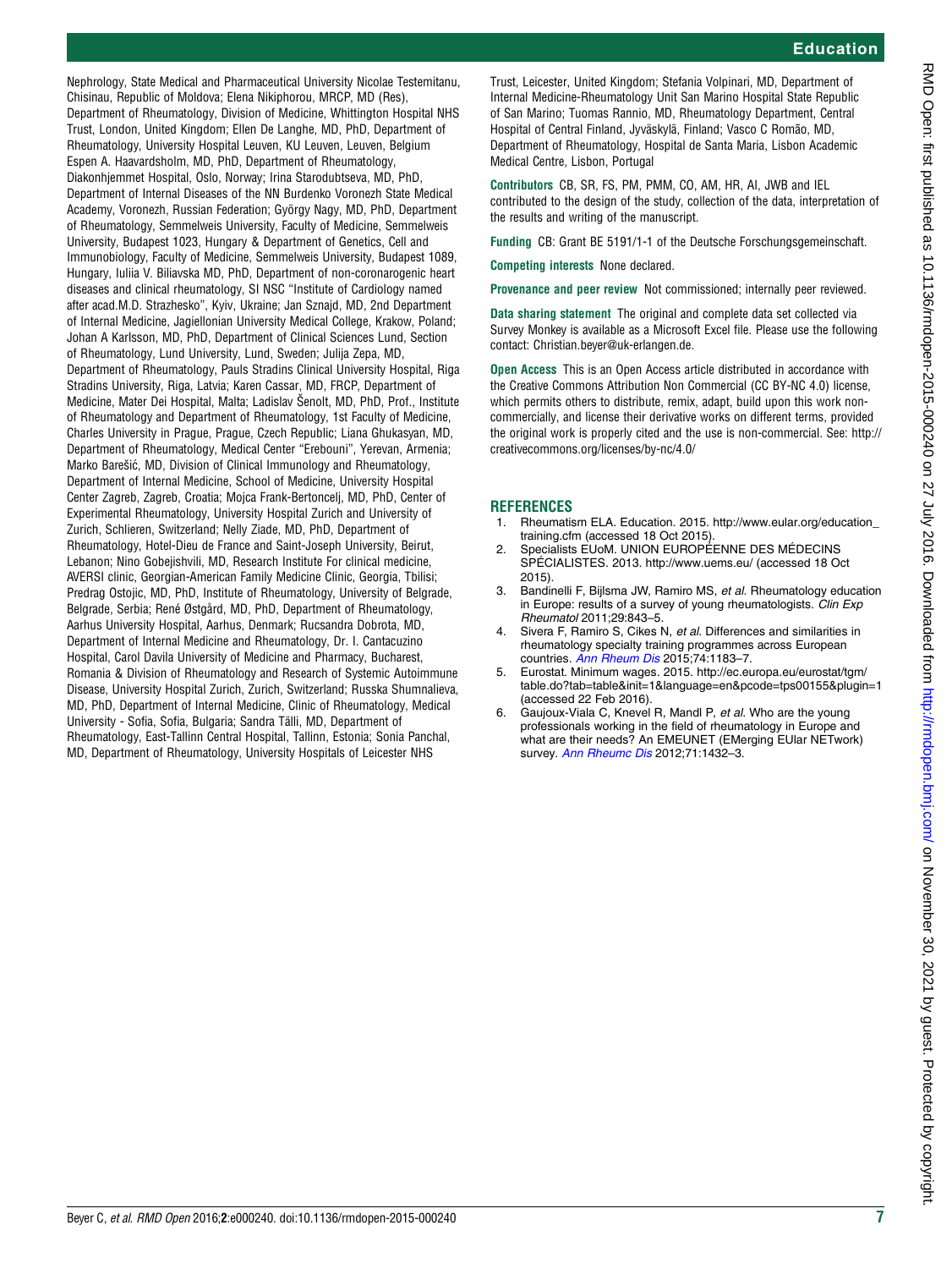Nephrology, State Medical and Pharmaceutical University Nicolae Testemitanu, Chisinau, Republic of Moldova; Elena Nikiphorou, MRCP, MD (Res), Department of Rheumatology, Division of Medicine, Whittington Hospital NHS Trust, London, United Kingdom; Ellen De Langhe, MD, PhD, Department of Rheumatology, University Hospital Leuven, KU Leuven, Leuven, Belgium Espen A. Haavardsholm, MD, PhD, Department of Rheumatology, Diakonhjemmet Hospital, Oslo, Norway; Irina Starodubtseva, MD, PhD, Department of Internal Diseases of the NN Burdenko Voronezh State Medical Academy, Voronezh, Russian Federation; György Nagy, MD, PhD, Department of Rheumatology, Semmelweis University, Faculty of Medicine, Semmelweis University, Budapest 1023, Hungary & Department of Genetics, Cell and Immunobiology, Faculty of Medicine, Semmelweis University, Budapest 1089, Hungary, Iuliia V. Biliavska MD, PhD, Department of non-coronarogenic heart diseases and clinical rheumatology, SI NSC "Institute of Cardiology named after acad.M.D. Strazhesko", Kyiv, Ukraine; Jan Sznajd, MD, 2nd Department of Internal Medicine, Jagiellonian University Medical College, Krakow, Poland; Johan A Karlsson, MD, PhD, Department of Clinical Sciences Lund, Section of Rheumatology, Lund University, Lund, Sweden; Julija Zepa, MD, Department of Rheumatology, Pauls Stradins Clinical University Hospital, Riga Stradins University, Riga, Latvia; Karen Cassar, MD, FRCP, Department of Medicine, Mater Dei Hospital, Malta; Ladislav Šenolt, MD, PhD, Prof., Institute of Rheumatology and Department of Rheumatology, 1st Faculty of Medicine, Charles University in Prague, Prague, Czech Republic; Liana Ghukasyan, MD, Department of Rheumatology, Medical Center "Erebouni", Yerevan, Armenia; Marko Barešić, MD, Division of Clinical Immunology and Rheumatology, Department of Internal Medicine, School of Medicine, University Hospital Center Zagreb, Zagreb, Croatia; Mojca Frank-Bertoncelj, MD, PhD, Center of Experimental Rheumatology, University Hospital Zurich and University of Zurich, Schlieren, Switzerland; Nelly Ziade, MD, PhD, Department of Rheumatology, Hotel-Dieu de France and Saint-Joseph University, Beirut, Lebanon; Nino Gobejishvili, MD, Research Institute For clinical medicine, AVERSI clinic, Georgian-American Family Medicine Clinic, Georgia, Tbilisi; Predrag Ostojic, MD, PhD, Institute of Rheumatology, University of Belgrade, Belgrade, Serbia; René Østgård, MD, PhD, Department of Rheumatology, Aarhus University Hospital, Aarhus, Denmark; Rucsandra Dobrota, MD, Department of Internal Medicine and Rheumatology, Dr. I. Cantacuzino Hospital, Carol Davila University of Medicine and Pharmacy, Bucharest, Romania & Division of Rheumatology and Research of Systemic Autoimmune Disease, University Hospital Zurich, Zurich, Switzerland; Russka Shumnalieva, MD, PhD, Department of Internal Medicine, Clinic of Rheumatology, Medical University - Sofia, Sofia, Bulgaria; Sandra Tälli, MD, Department of Rheumatology, East-Tallinn Central Hospital, Tallinn, Estonia; Sonia Panchal, MD, Department of Rheumatology, University Hospitals of Leicester NHS Trust, Leicester, United Kingdom; Stefania Volpinari, MD, Department of Internal Medicine-Rheumatology Unit San Marino Hospital State Republic of San Marino; Tuomas Rannio, MD, Rheumatology Department, Central Hospital of Central Finland, Jyväskylä, Finland; Vasco C Romão, MD, Department of Rheumatology, Hospital de Santa Maria, Lisbon Academic Medical Centre, Lisbon, Portugal

**Contributors** CB, SR, FS, PM, PMM, CO, AM, HR, AI, JWB and IEL contributed to the design of the study, collection of the data, interpretation of the results and writing of the manuscript.

**Funding** CB: Grant BE 5191/1-1 of the Deutsche Forschungsgemeinschaft.

**Competing interests** None declared.

**Provenance and peer review** Not commissioned; internally peer reviewed.

**Data sharing statement** The original and complete data set collected via Survey Monkey is available as a Microsoft Excel file. Please use the following contact: Christian.beyer@uk-erlangen.de.

**Open Access** This is an Open Access article distributed in accordance with the Creative Commons Attribution Non Commercial (CC BY-NC 4.0) license, which permits others to distribute, remix, adapt, build upon this work non-commercially, and license their derivative works on different terms, provided the original work is properly cited and the use is non-commercial. See: http://creativecommons.org/licenses/by-nc/4.0/

## REFERENCES

1. Rheumatism ELA. Education. 2015. http://www.eular.org/education_training.cfm (accessed 18 Oct 2015).
2. Specialists EUoM. UNION EUROPÉENNE DES MÉDECINS SPÉCIALISTES. 2013. http://www.uems.eu/ (accessed 18 Oct 2015).
3. Bandinelli F, Bijlsma JW, Ramiro MS, *et al*. Rheumatology education in Europe: results of a survey of young rheumatologists. *Clin Exp Rheumatol* 2011;29:843–5.
4. Sivera F, Ramiro S, Cikes N, *et al*. Differences and similarities in rheumatology specialty training programmes across European countries. *Ann Rheum Dis* 2015;74:1183–7.
5. Eurostat. Minimum wages. 2015. http://ec.europa.eu/eurostat/tgm/table.do?tab=table&init=1&language=en&pcode=tps00155&plugin=1 (accessed 22 Feb 2016).
6. Gaujoux-Viala C, Knevel R, Mandl P, *et al*. Who are the young professionals working in the field of rheumatology in Europe and what are their needs? An EMEUNET (EMerging EUlar NETwork) survey. *Ann Rheumc Dis* 2012;71:1432–3.